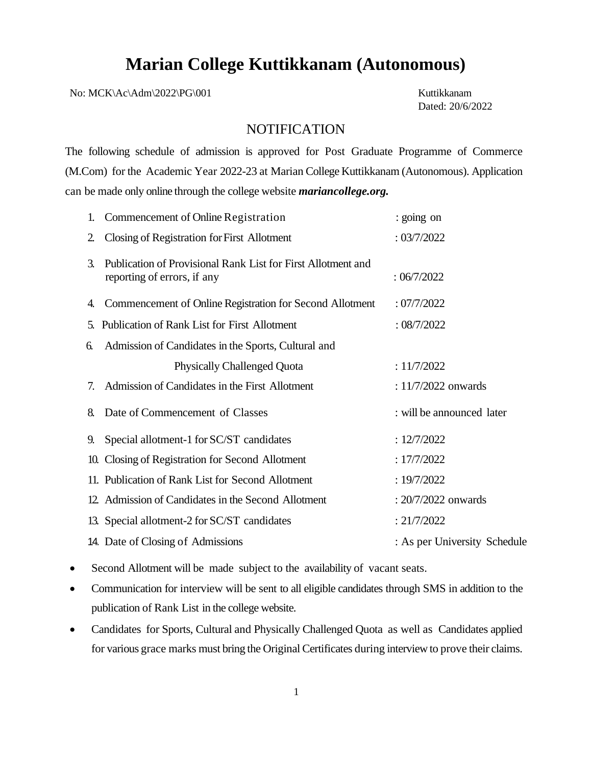# Marian College Kuttikkanam (Autonomous)

No: MCK\Ac\Adm\2022\PG\001

Kuttikkanam
Dated: 20/6/2022

## NOTIFICATION

The following schedule of admission is approved for Post Graduate Programme of Commerce (M.Com) for the Academic Year 2022-23 at Marian College Kuttikkanam (Autonomous). Application can be made only online through the college website ***mariancollege.org.***

| No. | Item | Date |
|---|---|---|
| 1. | Commencement of Online Registration | : going on |
| 2. | Closing of Registration for First Allotment | : 03/7/2022 |
| 3. | Publication of Provisional Rank List for First Allotment and reporting of errors, if any | : 06/7/2022 |
| 4. | Commencement of Online Registration for Second Allotment | : 07/7/2022 |
| 5. | Publication of Rank List for First Allotment | : 08/7/2022 |
| 6. | Admission of Candidates in the Sports, Cultural and Physically Challenged Quota | : 11/7/2022 |
| 7. | Admission of Candidates in the First Allotment | : 11/7/2022 onwards |
| 8. | Date of Commencement of Classes | : will be announced later |
| 9. | Special allotment-1 for SC/ST candidates | : 12/7/2022 |
| 10. | Closing of Registration for Second Allotment | : 17/7/2022 |
| 11. | Publication of Rank List for Second Allotment | : 19/7/2022 |
| 12. | Admission of Candidates in the Second Allotment | : 20/7/2022 onwards |
| 13. | Special allotment-2 for SC/ST candidates | : 21/7/2022 |
| 14. | Date of Closing of Admissions | : As per University Schedule |

- Second Allotment will be made subject to the availability of vacant seats.
- Communication for interview will be sent to all eligible candidates through SMS in addition to the publication of Rank List in the college website.
- Candidates for Sports, Cultural and Physically Challenged Quota as well as Candidates applied for various grace marks must bring the Original Certificates during interview to prove their claims.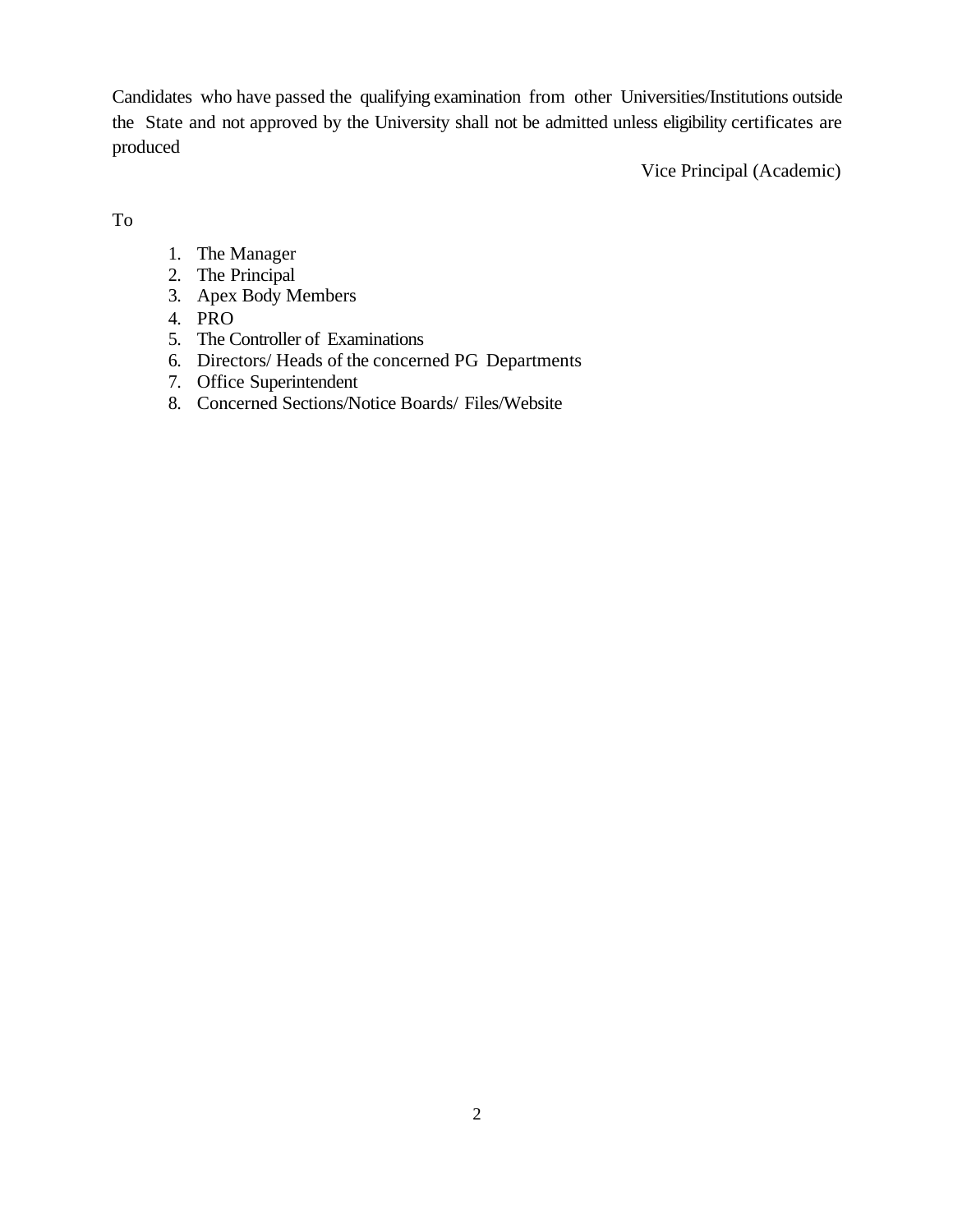Candidates who have passed the qualifying examination from other Universities/Institutions outside the State and not approved by the University shall not be admitted unless eligibility certificates are produced

Vice Principal (Academic)

To

1. The Manager
2. The Principal
3. Apex Body Members
4. PRO
5. The Controller of Examinations
6. Directors/ Heads of the concerned PG Departments
7. Office Superintendent
8. Concerned Sections/Notice Boards/ Files/Website